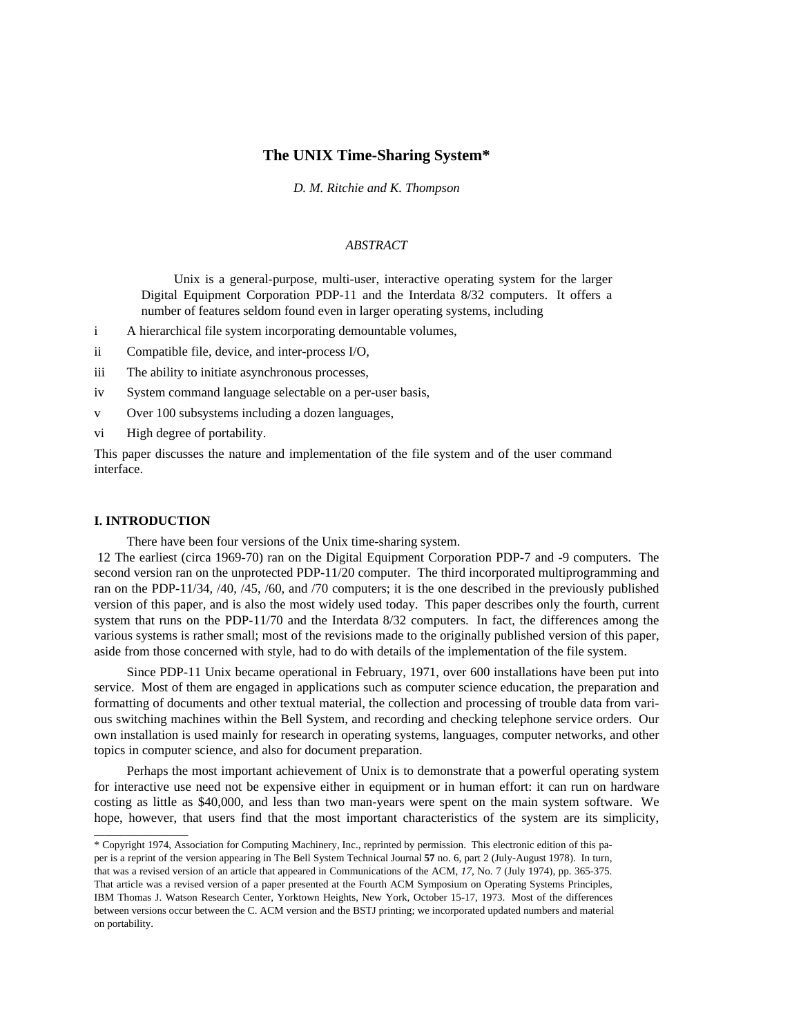# The UNIX Time-Sharing System*

*D. M. Ritchie and K. Thompson*

*ABSTRACT*

Unix is a general-purpose, multi-user, interactive operating system for the larger Digital Equipment Corporation PDP-11 and the Interdata 8/32 computers. It offers a number of features seldom found even in larger operating systems, including

- i A hierarchical file system incorporating demountable volumes,
- ii Compatible file, device, and inter-process I/O,
- iii The ability to initiate asynchronous processes,
- iv System command language selectable on a per-user basis,
- v Over 100 subsystems including a dozen languages,
- vi High degree of portability.

This paper discusses the nature and implementation of the file system and of the user command interface.

## I. INTRODUCTION

There have been four versions of the Unix time-sharing system.
12 The earliest (circa 1969-70) ran on the Digital Equipment Corporation PDP-7 and -9 computers. The second version ran on the unprotected PDP-11/20 computer. The third incorporated multiprogramming and ran on the PDP-11/34, /40, /45, /60, and /70 computers; it is the one described in the previously published version of this paper, and is also the most widely used today. This paper describes only the fourth, current system that runs on the PDP-11/70 and the Interdata 8/32 computers. In fact, the differences among the various systems is rather small; most of the revisions made to the originally published version of this paper, aside from those concerned with style, had to do with details of the implementation of the file system.

Since PDP-11 Unix became operational in February, 1971, over 600 installations have been put into service. Most of them are engaged in applications such as computer science education, the preparation and formatting of documents and other textual material, the collection and processing of trouble data from various switching machines within the Bell System, and recording and checking telephone service orders. Our own installation is used mainly for research in operating systems, languages, computer networks, and other topics in computer science, and also for document preparation.

Perhaps the most important achievement of Unix is to demonstrate that a powerful operating system for interactive use need not be expensive either in equipment or in human effort: it can run on hardware costing as little as $40,000, and less than two man-years were spent on the main system software. We hope, however, that users find that the most important characteristics of the system are its simplicity,

---

* Copyright 1974, Association for Computing Machinery, Inc., reprinted by permission. This electronic edition of this paper is a reprint of the version appearing in The Bell System Technical Journal **57** no. 6, part 2 (July-August 1978). In turn, that was a revised version of an article that appeared in Communications of the ACM, *17*, No. 7 (July 1974), pp. 365-375. That article was a revised version of a paper presented at the Fourth ACM Symposium on Operating Systems Principles, IBM Thomas J. Watson Research Center, Yorktown Heights, New York, October 15-17, 1973. Most of the differences between versions occur between the C. ACM version and the BSTJ printing; we incorporated updated numbers and material on portability.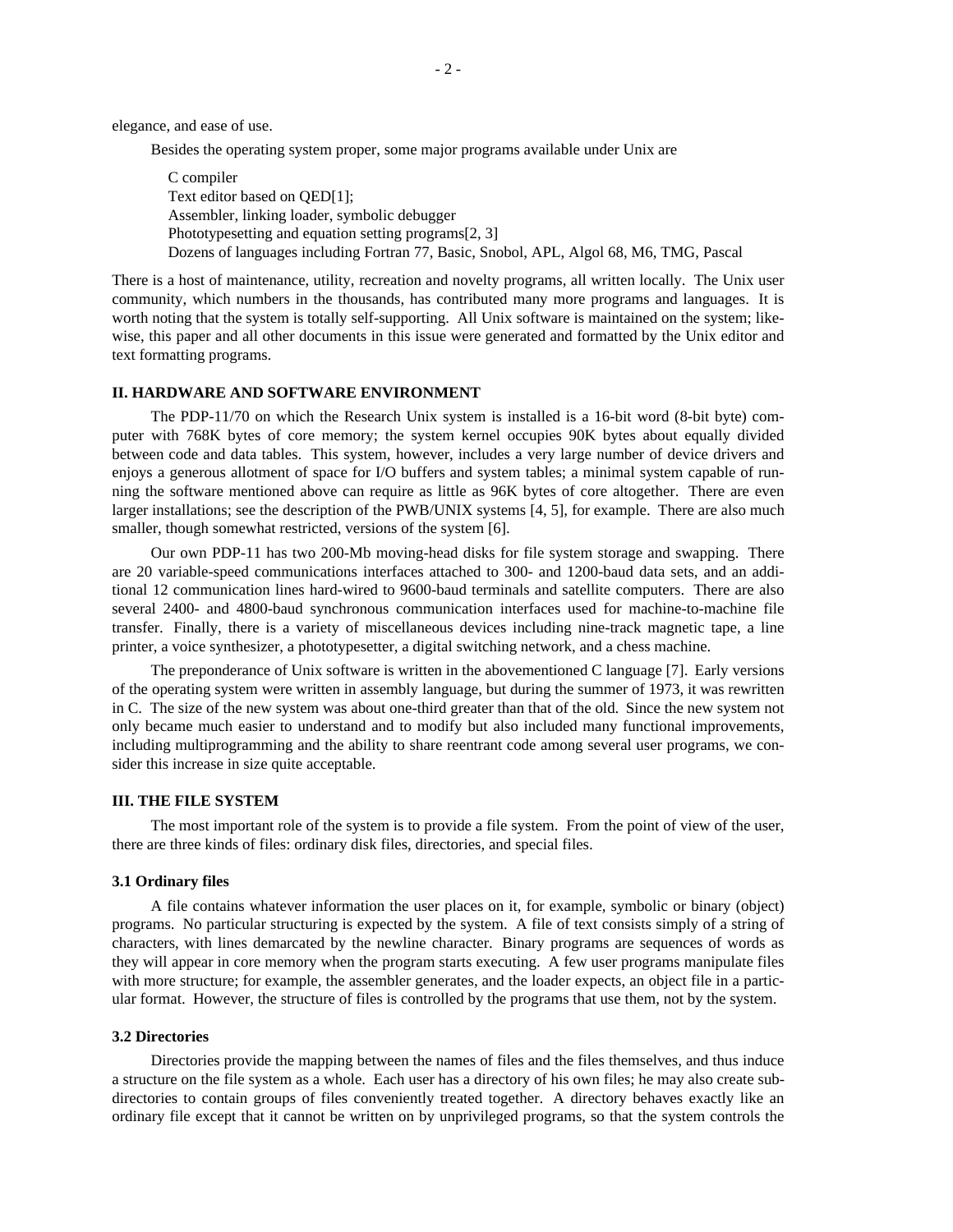elegance, and ease of use.

Besides the operating system proper, some major programs available under Unix are

> C compiler
> Text editor based on QED[1];
> Assembler, linking loader, symbolic debugger
> Phototypesetting and equation setting programs[2, 3]
> Dozens of languages including Fortran 77, Basic, Snobol, APL, Algol 68, M6, TMG, Pascal

There is a host of maintenance, utility, recreation and novelty programs, all written locally. The Unix user community, which numbers in the thousands, has contributed many more programs and languages. It is worth noting that the system is totally self-supporting. All Unix software is maintained on the system; likewise, this paper and all other documents in this issue were generated and formatted by the Unix editor and text formatting programs.

## II. HARDWARE AND SOFTWARE ENVIRONMENT

The PDP-11/70 on which the Research Unix system is installed is a 16-bit word (8-bit byte) computer with 768K bytes of core memory; the system kernel occupies 90K bytes about equally divided between code and data tables. This system, however, includes a very large number of device drivers and enjoys a generous allotment of space for I/O buffers and system tables; a minimal system capable of running the software mentioned above can require as little as 96K bytes of core altogether. There are even larger installations; see the description of the PWB/UNIX systems [4, 5], for example. There are also much smaller, though somewhat restricted, versions of the system [6].

Our own PDP-11 has two 200-Mb moving-head disks for file system storage and swapping. There are 20 variable-speed communications interfaces attached to 300- and 1200-baud data sets, and an additional 12 communication lines hard-wired to 9600-baud terminals and satellite computers. There are also several 2400- and 4800-baud synchronous communication interfaces used for machine-to-machine file transfer. Finally, there is a variety of miscellaneous devices including nine-track magnetic tape, a line printer, a voice synthesizer, a phototypesetter, a digital switching network, and a chess machine.

The preponderance of Unix software is written in the abovementioned C language [7]. Early versions of the operating system were written in assembly language, but during the summer of 1973, it was rewritten in C. The size of the new system was about one-third greater than that of the old. Since the new system not only became much easier to understand and to modify but also included many functional improvements, including multiprogramming and the ability to share reentrant code among several user programs, we consider this increase in size quite acceptable.

## III. THE FILE SYSTEM

The most important role of the system is to provide a file system. From the point of view of the user, there are three kinds of files: ordinary disk files, directories, and special files.

### 3.1 Ordinary files

A file contains whatever information the user places on it, for example, symbolic or binary (object) programs. No particular structuring is expected by the system. A file of text consists simply of a string of characters, with lines demarcated by the newline character. Binary programs are sequences of words as they will appear in core memory when the program starts executing. A few user programs manipulate files with more structure; for example, the assembler generates, and the loader expects, an object file in a particular format. However, the structure of files is controlled by the programs that use them, not by the system.

### 3.2 Directories

Directories provide the mapping between the names of files and the files themselves, and thus induce a structure on the file system as a whole. Each user has a directory of his own files; he may also create subdirectories to contain groups of files conveniently treated together. A directory behaves exactly like an ordinary file except that it cannot be written on by unprivileged programs, so that the system controls the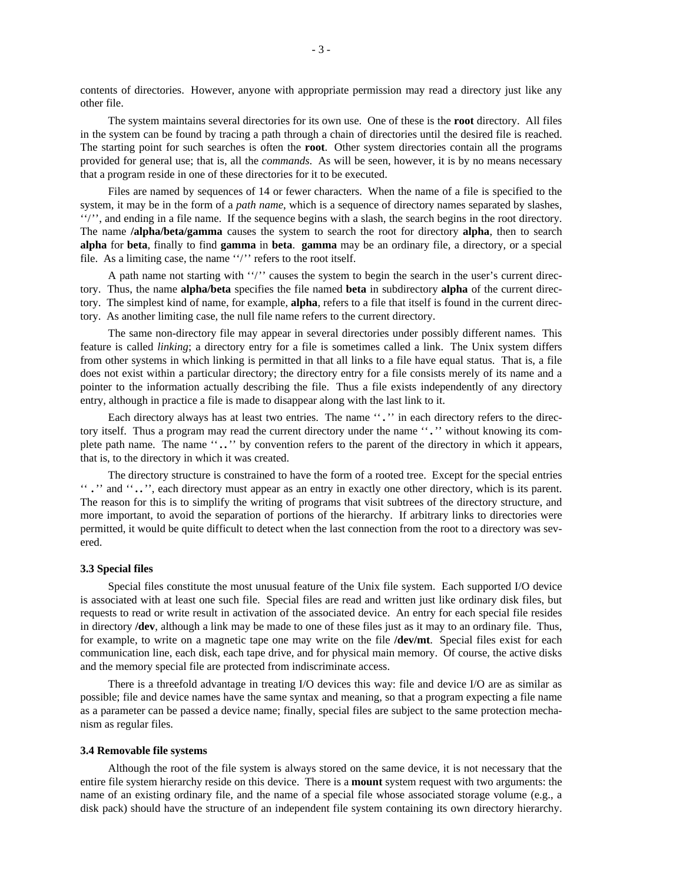contents of directories. However, anyone with appropriate permission may read a directory just like any other file.

The system maintains several directories for its own use. One of these is the **root** directory. All files in the system can be found by tracing a path through a chain of directories until the desired file is reached. The starting point for such searches is often the **root**. Other system directories contain all the programs provided for general use; that is, all the *commands*. As will be seen, however, it is by no means necessary that a program reside in one of these directories for it to be executed.

Files are named by sequences of 14 or fewer characters. When the name of a file is specified to the system, it may be in the form of a *path name*, which is a sequence of directory names separated by slashes, ''/'', and ending in a file name. If the sequence begins with a slash, the search begins in the root directory. The name **/alpha/beta/gamma** causes the system to search the root for directory **alpha**, then to search **alpha** for **beta**, finally to find **gamma** in **beta**. **gamma** may be an ordinary file, a directory, or a special file. As a limiting case, the name ''/'' refers to the root itself.

A path name not starting with ''/'' causes the system to begin the search in the user's current directory. Thus, the name **alpha/beta** specifies the file named **beta** in subdirectory **alpha** of the current directory. The simplest kind of name, for example, **alpha**, refers to a file that itself is found in the current directory. As another limiting case, the null file name refers to the current directory.

The same non-directory file may appear in several directories under possibly different names. This feature is called *linking*; a directory entry for a file is sometimes called a link. The Unix system differs from other systems in which linking is permitted in that all links to a file have equal status. That is, a file does not exist within a particular directory; the directory entry for a file consists merely of its name and a pointer to the information actually describing the file. Thus a file exists independently of any directory entry, although in practice a file is made to disappear along with the last link to it.

Each directory always has at least two entries. The name ''**.**'' in each directory refers to the directory itself. Thus a program may read the current directory under the name ''**.**'' without knowing its complete path name. The name ''**..**'' by convention refers to the parent of the directory in which it appears, that is, to the directory in which it was created.

The directory structure is constrained to have the form of a rooted tree. Except for the special entries ''**.**'' and ''**..**'', each directory must appear as an entry in exactly one other directory, which is its parent. The reason for this is to simplify the writing of programs that visit subtrees of the directory structure, and more important, to avoid the separation of portions of the hierarchy. If arbitrary links to directories were permitted, it would be quite difficult to detect when the last connection from the root to a directory was severed.

### 3.3 Special files

Special files constitute the most unusual feature of the Unix file system. Each supported I/O device is associated with at least one such file. Special files are read and written just like ordinary disk files, but requests to read or write result in activation of the associated device. An entry for each special file resides in directory **/dev**, although a link may be made to one of these files just as it may to an ordinary file. Thus, for example, to write on a magnetic tape one may write on the file **/dev/mt**. Special files exist for each communication line, each disk, each tape drive, and for physical main memory. Of course, the active disks and the memory special file are protected from indiscriminate access.

There is a threefold advantage in treating I/O devices this way: file and device I/O are as similar as possible; file and device names have the same syntax and meaning, so that a program expecting a file name as a parameter can be passed a device name; finally, special files are subject to the same protection mechanism as regular files.

### 3.4 Removable file systems

Although the root of the file system is always stored on the same device, it is not necessary that the entire file system hierarchy reside on this device. There is a **mount** system request with two arguments: the name of an existing ordinary file, and the name of a special file whose associated storage volume (e.g., a disk pack) should have the structure of an independent file system containing its own directory hierarchy.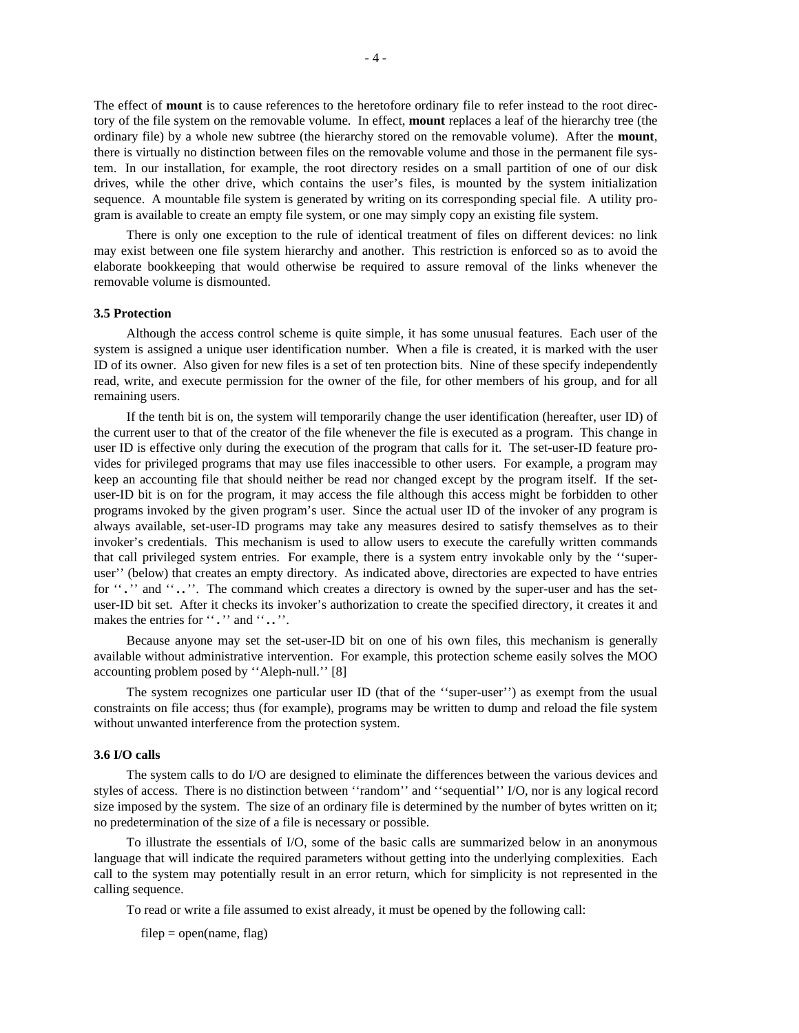The effect of **mount** is to cause references to the heretofore ordinary file to refer instead to the root directory of the file system on the removable volume. In effect, **mount** replaces a leaf of the hierarchy tree (the ordinary file) by a whole new subtree (the hierarchy stored on the removable volume). After the **mount**, there is virtually no distinction between files on the removable volume and those in the permanent file system. In our installation, for example, the root directory resides on a small partition of one of our disk drives, while the other drive, which contains the user's files, is mounted by the system initialization sequence. A mountable file system is generated by writing on its corresponding special file. A utility program is available to create an empty file system, or one may simply copy an existing file system.

There is only one exception to the rule of identical treatment of files on different devices: no link may exist between one file system hierarchy and another. This restriction is enforced so as to avoid the elaborate bookkeeping that would otherwise be required to assure removal of the links whenever the removable volume is dismounted.

### 3.5 Protection

Although the access control scheme is quite simple, it has some unusual features. Each user of the system is assigned a unique user identification number. When a file is created, it is marked with the user ID of its owner. Also given for new files is a set of ten protection bits. Nine of these specify independently read, write, and execute permission for the owner of the file, for other members of his group, and for all remaining users.

If the tenth bit is on, the system will temporarily change the user identification (hereafter, user ID) of the current user to that of the creator of the file whenever the file is executed as a program. This change in user ID is effective only during the execution of the program that calls for it. The set-user-ID feature provides for privileged programs that may use files inaccessible to other users. For example, a program may keep an accounting file that should neither be read nor changed except by the program itself. If the set-user-ID bit is on for the program, it may access the file although this access might be forbidden to other programs invoked by the given program's user. Since the actual user ID of the invoker of any program is always available, set-user-ID programs may take any measures desired to satisfy themselves as to their invoker's credentials. This mechanism is used to allow users to execute the carefully written commands that call privileged system entries. For example, there is a system entry invokable only by the ''super-user'' (below) that creates an empty directory. As indicated above, directories are expected to have entries for ''**.**'' and ''**..**''. The command which creates a directory is owned by the super-user and has the set-user-ID bit set. After it checks its invoker's authorization to create the specified directory, it creates it and makes the entries for ''**.**'' and ''**..**''.

Because anyone may set the set-user-ID bit on one of his own files, this mechanism is generally available without administrative intervention. For example, this protection scheme easily solves the MOO accounting problem posed by ''Aleph-null.'' [8]

The system recognizes one particular user ID (that of the ''super-user'') as exempt from the usual constraints on file access; thus (for example), programs may be written to dump and reload the file system without unwanted interference from the protection system.

### 3.6 I/O calls

The system calls to do I/O are designed to eliminate the differences between the various devices and styles of access. There is no distinction between ''random'' and ''sequential'' I/O, nor is any logical record size imposed by the system. The size of an ordinary file is determined by the number of bytes written on it; no predetermination of the size of a file is necessary or possible.

To illustrate the essentials of I/O, some of the basic calls are summarized below in an anonymous language that will indicate the required parameters without getting into the underlying complexities. Each call to the system may potentially result in an error return, which for simplicity is not represented in the calling sequence.

To read or write a file assumed to exist already, it must be opened by the following call:

```
filep = open(name, flag)
```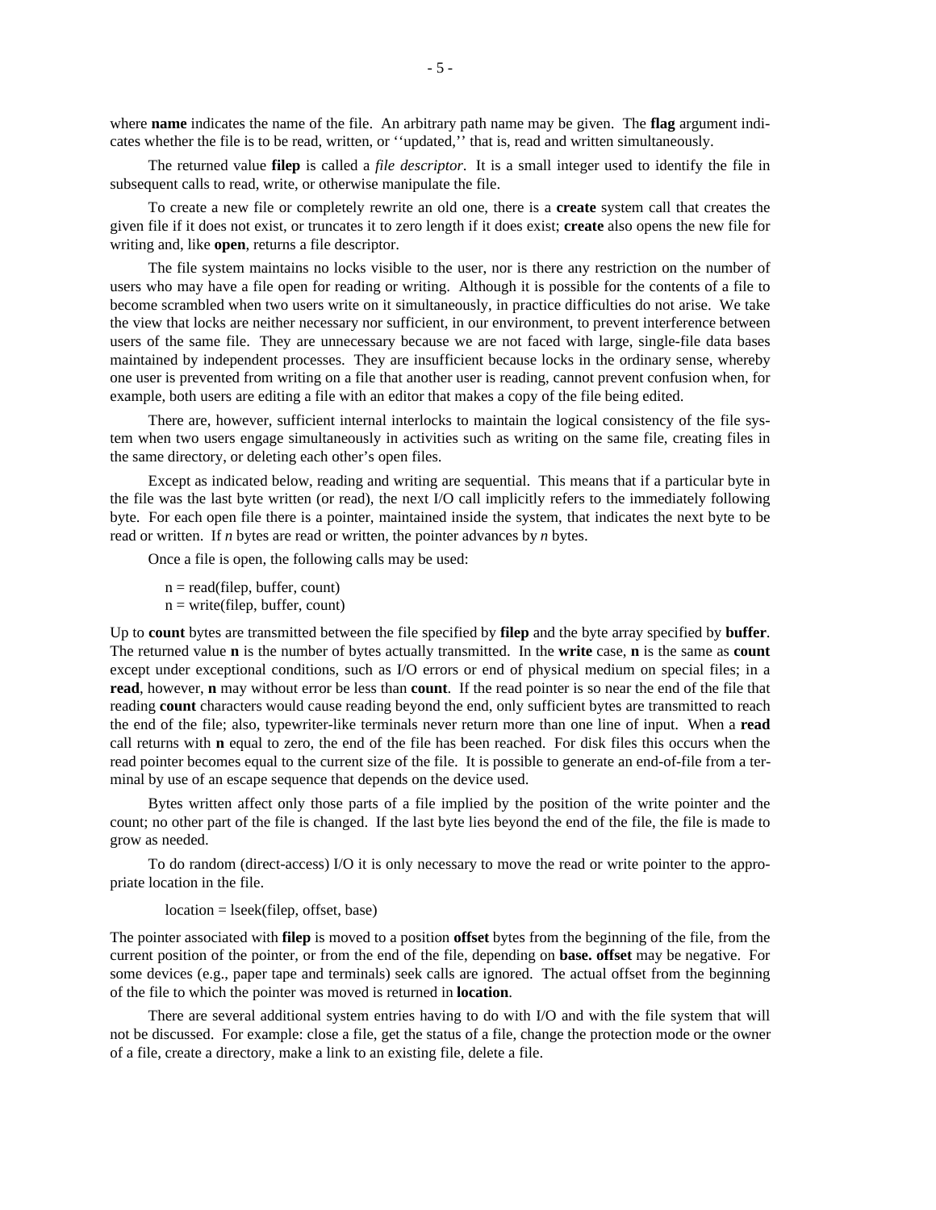where **name** indicates the name of the file. An arbitrary path name may be given. The **flag** argument indicates whether the file is to be read, written, or ''updated,'' that is, read and written simultaneously.

The returned value **filep** is called a *file descriptor*. It is a small integer used to identify the file in subsequent calls to read, write, or otherwise manipulate the file.

To create a new file or completely rewrite an old one, there is a **create** system call that creates the given file if it does not exist, or truncates it to zero length if it does exist; **create** also opens the new file for writing and, like **open**, returns a file descriptor.

The file system maintains no locks visible to the user, nor is there any restriction on the number of users who may have a file open for reading or writing. Although it is possible for the contents of a file to become scrambled when two users write on it simultaneously, in practice difficulties do not arise. We take the view that locks are neither necessary nor sufficient, in our environment, to prevent interference between users of the same file. They are unnecessary because we are not faced with large, single-file data bases maintained by independent processes. They are insufficient because locks in the ordinary sense, whereby one user is prevented from writing on a file that another user is reading, cannot prevent confusion when, for example, both users are editing a file with an editor that makes a copy of the file being edited.

There are, however, sufficient internal interlocks to maintain the logical consistency of the file system when two users engage simultaneously in activities such as writing on the same file, creating files in the same directory, or deleting each other's open files.

Except as indicated below, reading and writing are sequential. This means that if a particular byte in the file was the last byte written (or read), the next I/O call implicitly refers to the immediately following byte. For each open file there is a pointer, maintained inside the system, that indicates the next byte to be read or written. If *n* bytes are read or written, the pointer advances by *n* bytes.

Once a file is open, the following calls may be used:

```
n = read(filep, buffer, count)
n = write(filep, buffer, count)
```

Up to **count** bytes are transmitted between the file specified by **filep** and the byte array specified by **buffer**. The returned value **n** is the number of bytes actually transmitted. In the **write** case, **n** is the same as **count** except under exceptional conditions, such as I/O errors or end of physical medium on special files; in a **read**, however, **n** may without error be less than **count**. If the read pointer is so near the end of the file that reading **count** characters would cause reading beyond the end, only sufficient bytes are transmitted to reach the end of the file; also, typewriter-like terminals never return more than one line of input. When a **read** call returns with **n** equal to zero, the end of the file has been reached. For disk files this occurs when the read pointer becomes equal to the current size of the file. It is possible to generate an end-of-file from a terminal by use of an escape sequence that depends on the device used.

Bytes written affect only those parts of a file implied by the position of the write pointer and the count; no other part of the file is changed. If the last byte lies beyond the end of the file, the file is made to grow as needed.

To do random (direct-access) I/O it is only necessary to move the read or write pointer to the appropriate location in the file.

```
location = lseek(filep, offset, base)
```

The pointer associated with **filep** is moved to a position **offset** bytes from the beginning of the file, from the current position of the pointer, or from the end of the file, depending on **base. offset** may be negative. For some devices (e.g., paper tape and terminals) seek calls are ignored. The actual offset from the beginning of the file to which the pointer was moved is returned in **location**.

There are several additional system entries having to do with I/O and with the file system that will not be discussed. For example: close a file, get the status of a file, change the protection mode or the owner of a file, create a directory, make a link to an existing file, delete a file.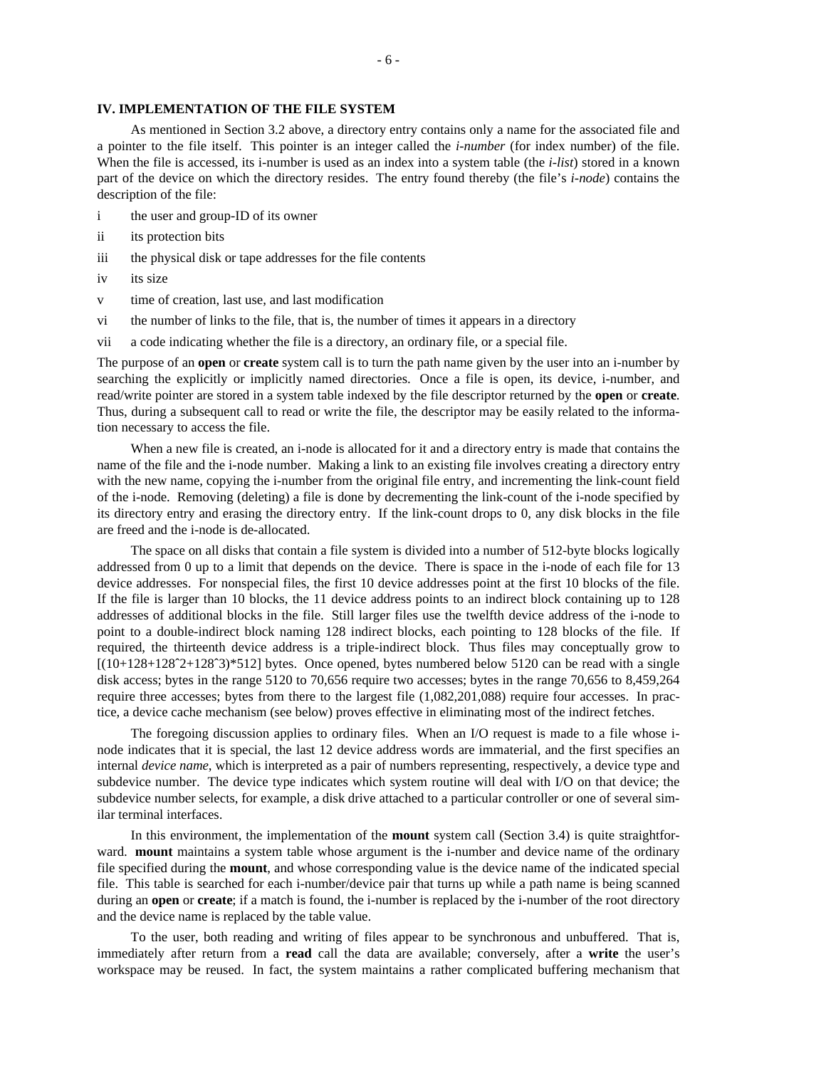## IV. IMPLEMENTATION OF THE FILE SYSTEM

As mentioned in Section 3.2 above, a directory entry contains only a name for the associated file and a pointer to the file itself. This pointer is an integer called the *i-number* (for index number) of the file. When the file is accessed, its i-number is used as an index into a system table (the *i-list*) stored in a known part of the device on which the directory resides. The entry found thereby (the file's *i-node*) contains the description of the file:

i the user and group-ID of its owner

ii its protection bits

iii the physical disk or tape addresses for the file contents

iv its size

v time of creation, last use, and last modification

vi the number of links to the file, that is, the number of times it appears in a directory

vii a code indicating whether the file is a directory, an ordinary file, or a special file.

The purpose of an **open** or **create** system call is to turn the path name given by the user into an i-number by searching the explicitly or implicitly named directories. Once a file is open, its device, i-number, and read/write pointer are stored in a system table indexed by the file descriptor returned by the **open** or **create**. Thus, during a subsequent call to read or write the file, the descriptor may be easily related to the information necessary to access the file.

When a new file is created, an i-node is allocated for it and a directory entry is made that contains the name of the file and the i-node number. Making a link to an existing file involves creating a directory entry with the new name, copying the i-number from the original file entry, and incrementing the link-count field of the i-node. Removing (deleting) a file is done by decrementing the link-count of the i-node specified by its directory entry and erasing the directory entry. If the link-count drops to 0, any disk blocks in the file are freed and the i-node is de-allocated.

The space on all disks that contain a file system is divided into a number of 512-byte blocks logically addressed from 0 up to a limit that depends on the device. There is space in the i-node of each file for 13 device addresses. For nonspecial files, the first 10 device addresses point at the first 10 blocks of the file. If the file is larger than 10 blocks, the 11 device address points to an indirect block containing up to 128 addresses of additional blocks in the file. Still larger files use the twelfth device address of the i-node to point to a double-indirect block naming 128 indirect blocks, each pointing to 128 blocks of the file. If required, the thirteenth device address is a triple-indirect block. Thus files may conceptually grow to [(10+128+128ˆ2+128ˆ3)*512] bytes. Once opened, bytes numbered below 5120 can be read with a single disk access; bytes in the range 5120 to 70,656 require two accesses; bytes in the range 70,656 to 8,459,264 require three accesses; bytes from there to the largest file (1,082,201,088) require four accesses. In practice, a device cache mechanism (see below) proves effective in eliminating most of the indirect fetches.

The foregoing discussion applies to ordinary files. When an I/O request is made to a file whose i-node indicates that it is special, the last 12 device address words are immaterial, and the first specifies an internal *device name*, which is interpreted as a pair of numbers representing, respectively, a device type and subdevice number. The device type indicates which system routine will deal with I/O on that device; the subdevice number selects, for example, a disk drive attached to a particular controller or one of several similar terminal interfaces.

In this environment, the implementation of the **mount** system call (Section 3.4) is quite straightforward. **mount** maintains a system table whose argument is the i-number and device name of the ordinary file specified during the **mount**, and whose corresponding value is the device name of the indicated special file. This table is searched for each i-number/device pair that turns up while a path name is being scanned during an **open** or **create**; if a match is found, the i-number is replaced by the i-number of the root directory and the device name is replaced by the table value.

To the user, both reading and writing of files appear to be synchronous and unbuffered. That is, immediately after return from a **read** call the data are available; conversely, after a **write** the user's workspace may be reused. In fact, the system maintains a rather complicated buffering mechanism that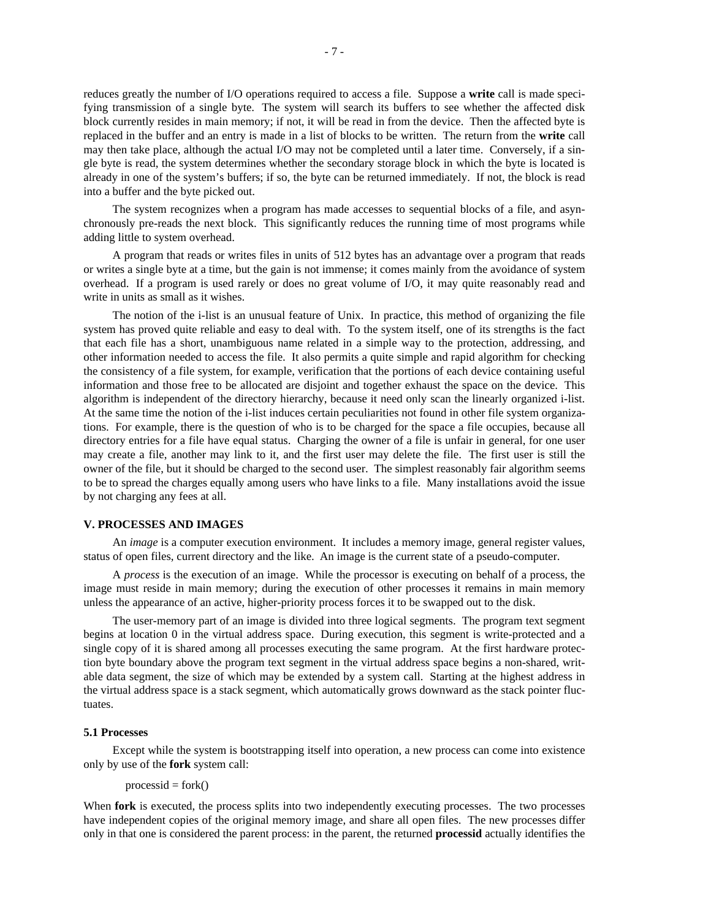reduces greatly the number of I/O operations required to access a file. Suppose a **write** call is made specifying transmission of a single byte. The system will search its buffers to see whether the affected disk block currently resides in main memory; if not, it will be read in from the device. Then the affected byte is replaced in the buffer and an entry is made in a list of blocks to be written. The return from the **write** call may then take place, although the actual I/O may not be completed until a later time. Conversely, if a single byte is read, the system determines whether the secondary storage block in which the byte is located is already in one of the system's buffers; if so, the byte can be returned immediately. If not, the block is read into a buffer and the byte picked out.

The system recognizes when a program has made accesses to sequential blocks of a file, and asynchronously pre-reads the next block. This significantly reduces the running time of most programs while adding little to system overhead.

A program that reads or writes files in units of 512 bytes has an advantage over a program that reads or writes a single byte at a time, but the gain is not immense; it comes mainly from the avoidance of system overhead. If a program is used rarely or does no great volume of I/O, it may quite reasonably read and write in units as small as it wishes.

The notion of the i-list is an unusual feature of Unix. In practice, this method of organizing the file system has proved quite reliable and easy to deal with. To the system itself, one of its strengths is the fact that each file has a short, unambiguous name related in a simple way to the protection, addressing, and other information needed to access the file. It also permits a quite simple and rapid algorithm for checking the consistency of a file system, for example, verification that the portions of each device containing useful information and those free to be allocated are disjoint and together exhaust the space on the device. This algorithm is independent of the directory hierarchy, because it need only scan the linearly organized i-list. At the same time the notion of the i-list induces certain peculiarities not found in other file system organizations. For example, there is the question of who is to be charged for the space a file occupies, because all directory entries for a file have equal status. Charging the owner of a file is unfair in general, for one user may create a file, another may link to it, and the first user may delete the file. The first user is still the owner of the file, but it should be charged to the second user. The simplest reasonably fair algorithm seems to be to spread the charges equally among users who have links to a file. Many installations avoid the issue by not charging any fees at all.

## V. PROCESSES AND IMAGES

An *image* is a computer execution environment. It includes a memory image, general register values, status of open files, current directory and the like. An image is the current state of a pseudo-computer.

A *process* is the execution of an image. While the processor is executing on behalf of a process, the image must reside in main memory; during the execution of other processes it remains in main memory unless the appearance of an active, higher-priority process forces it to be swapped out to the disk.

The user-memory part of an image is divided into three logical segments. The program text segment begins at location 0 in the virtual address space. During execution, this segment is write-protected and a single copy of it is shared among all processes executing the same program. At the first hardware protection byte boundary above the program text segment in the virtual address space begins a non-shared, writable data segment, the size of which may be extended by a system call. Starting at the highest address in the virtual address space is a stack segment, which automatically grows downward as the stack pointer fluctuates.

### 5.1 Processes

Except while the system is bootstrapping itself into operation, a new process can come into existence only by use of the **fork** system call:

```
processid = fork()
```

When **fork** is executed, the process splits into two independently executing processes. The two processes have independent copies of the original memory image, and share all open files. The new processes differ only in that one is considered the parent process: in the parent, the returned **processid** actually identifies the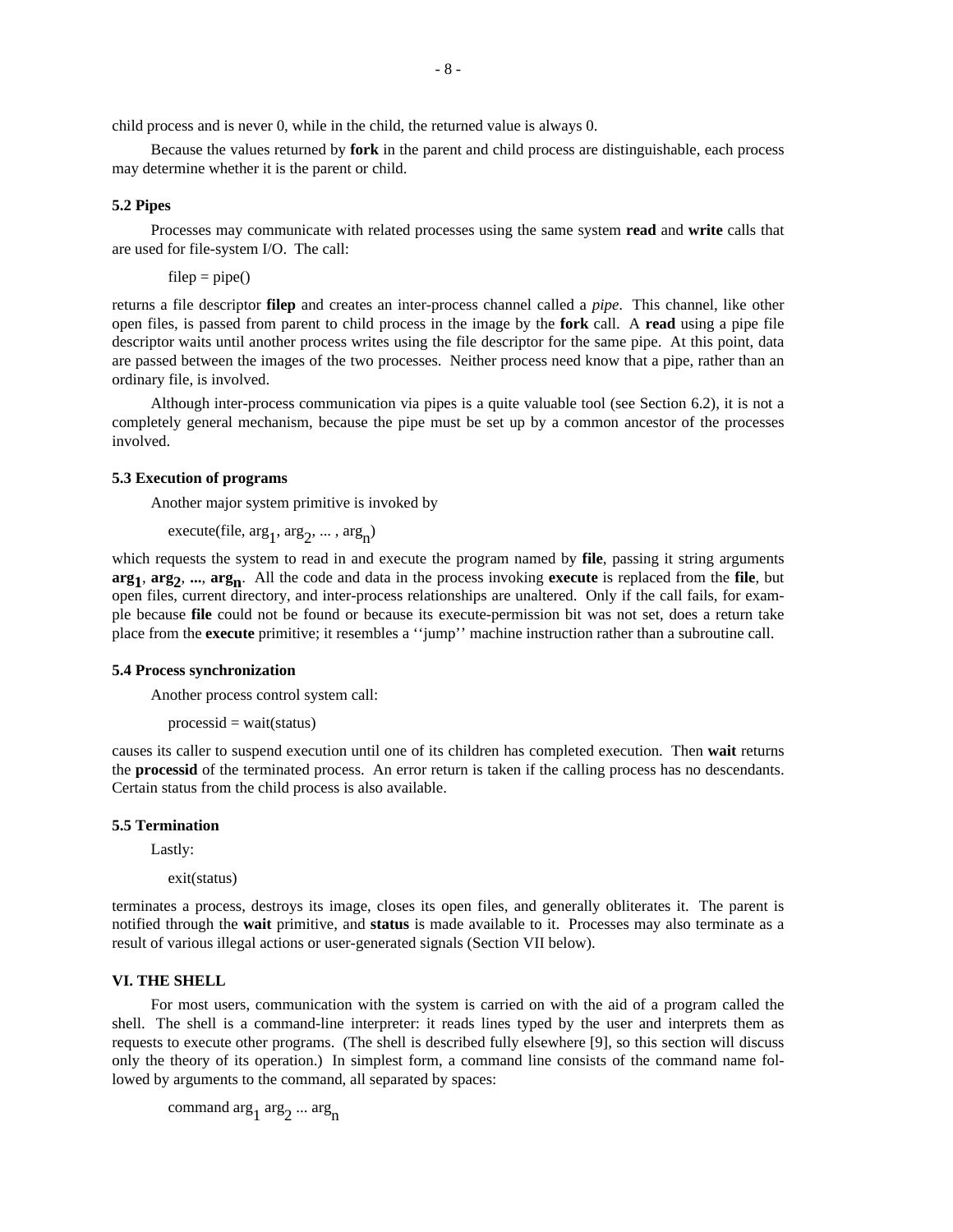child process and is never 0, while in the child, the returned value is always 0.

Because the values returned by **fork** in the parent and child process are distinguishable, each process may determine whether it is the parent or child.

### 5.2 Pipes

Processes may communicate with related processes using the same system **read** and **write** calls that are used for file-system I/O. The call:

filep = pipe()

returns a file descriptor **filep** and creates an inter-process channel called a *pipe*. This channel, like other open files, is passed from parent to child process in the image by the **fork** call. A **read** using a pipe file descriptor waits until another process writes using the file descriptor for the same pipe. At this point, data are passed between the images of the two processes. Neither process need know that a pipe, rather than an ordinary file, is involved.

Although inter-process communication via pipes is a quite valuable tool (see Section 6.2), it is not a completely general mechanism, because the pipe must be set up by a common ancestor of the processes involved.

### 5.3 Execution of programs

Another major system primitive is invoked by

execute(file, $arg_1$, $arg_2$, ... , $arg_n$)

which requests the system to read in and execute the program named by **file**, passing it string arguments $\mathbf{arg_1}$, $\mathbf{arg_2}$, **...**, $\mathbf{arg_n}$. All the code and data in the process invoking **execute** is replaced from the **file**, but open files, current directory, and inter-process relationships are unaltered. Only if the call fails, for example because **file** could not be found or because its execute-permission bit was not set, does a return take place from the **execute** primitive; it resembles a ''jump'' machine instruction rather than a subroutine call.

### 5.4 Process synchronization

Another process control system call:

processid = wait(status)

causes its caller to suspend execution until one of its children has completed execution. Then **wait** returns the **processid** of the terminated process. An error return is taken if the calling process has no descendants. Certain status from the child process is also available.

### 5.5 Termination

Lastly:

exit(status)

terminates a process, destroys its image, closes its open files, and generally obliterates it. The parent is notified through the **wait** primitive, and **status** is made available to it. Processes may also terminate as a result of various illegal actions or user-generated signals (Section VII below).

## VI. THE SHELL

For most users, communication with the system is carried on with the aid of a program called the shell. The shell is a command-line interpreter: it reads lines typed by the user and interprets them as requests to execute other programs. (The shell is described fully elsewhere [9], so this section will discuss only the theory of its operation.) In simplest form, a command line consists of the command name followed by arguments to the command, all separated by spaces:

command $arg_1$ $arg_2$ ... $arg_n$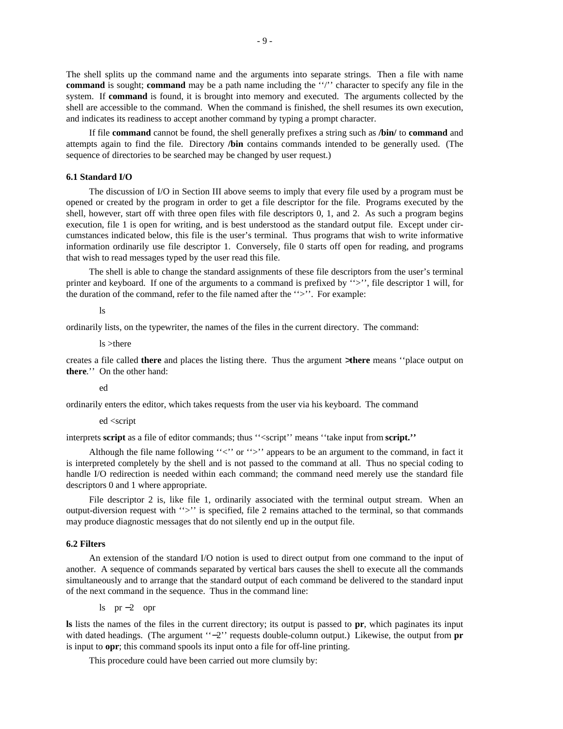The shell splits up the command name and the arguments into separate strings. Then a file with name **command** is sought; **command** may be a path name including the ''/'' character to specify any file in the system. If **command** is found, it is brought into memory and executed. The arguments collected by the shell are accessible to the command. When the command is finished, the shell resumes its own execution, and indicates its readiness to accept another command by typing a prompt character.

If file **command** cannot be found, the shell generally prefixes a string such as **/bin/** to **command** and attempts again to find the file. Directory **/bin** contains commands intended to be generally used. (The sequence of directories to be searched may be changed by user request.)

### 6.1 Standard I/O

The discussion of I/O in Section III above seems to imply that every file used by a program must be opened or created by the program in order to get a file descriptor for the file. Programs executed by the shell, however, start off with three open files with file descriptors 0, 1, and 2. As such a program begins execution, file 1 is open for writing, and is best understood as the standard output file. Except under circumstances indicated below, this file is the user's terminal. Thus programs that wish to write informative information ordinarily use file descriptor 1. Conversely, file 0 starts off open for reading, and programs that wish to read messages typed by the user read this file.

The shell is able to change the standard assignments of these file descriptors from the user's terminal printer and keyboard. If one of the arguments to a command is prefixed by ''>'', file descriptor 1 will, for the duration of the command, refer to the file named after the ''>''. For example:

```
ls
```

ordinarily lists, on the typewriter, the names of the files in the current directory. The command:

```
ls >there
```

creates a file called **there** and places the listing there. Thus the argument **>there** means ''place output on **there**.'' On the other hand:

```
ed
```

ordinarily enters the editor, which takes requests from the user via his keyboard. The command

```
ed <script
```

interprets **script** as a file of editor commands; thus ''<script'' means ''take input from **script.''**

Although the file name following ''<'' or ''>'' appears to be an argument to the command, in fact it is interpreted completely by the shell and is not passed to the command at all. Thus no special coding to handle I/O redirection is needed within each command; the command need merely use the standard file descriptors 0 and 1 where appropriate.

File descriptor 2 is, like file 1, ordinarily associated with the terminal output stream. When an output-diversion request with ''>'' is specified, file 2 remains attached to the terminal, so that commands may produce diagnostic messages that do not silently end up in the output file.

### 6.2 Filters

An extension of the standard I/O notion is used to direct output from one command to the input of another. A sequence of commands separated by vertical bars causes the shell to execute all the commands simultaneously and to arrange that the standard output of each command be delivered to the standard input of the next command in the sequence. Thus in the command line:

```
ls | pr −2 | opr
```

**ls** lists the names of the files in the current directory; its output is passed to **pr**, which paginates its input with dated headings. (The argument ''−2'' requests double-column output.) Likewise, the output from **pr** is input to **opr**; this command spools its input onto a file for off-line printing.

This procedure could have been carried out more clumsily by: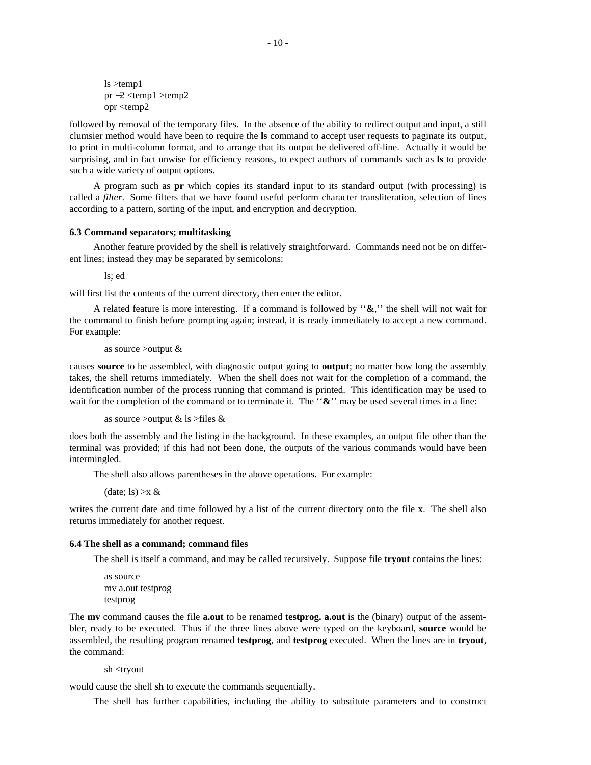```
ls >temp1
pr −2 <temp1 >temp2
opr <temp2
```

followed by removal of the temporary files. In the absence of the ability to redirect output and input, a still clumsier method would have been to require the **ls** command to accept user requests to paginate its output, to print in multi-column format, and to arrange that its output be delivered off-line. Actually it would be surprising, and in fact unwise for efficiency reasons, to expect authors of commands such as **ls** to provide such a wide variety of output options.

A program such as **pr** which copies its standard input to its standard output (with processing) is called a *filter*. Some filters that we have found useful perform character transliteration, selection of lines according to a pattern, sorting of the input, and encryption and decryption.

### 6.3 Command separators; multitasking

Another feature provided by the shell is relatively straightforward. Commands need not be on different lines; instead they may be separated by semicolons:

```
ls; ed
```

will first list the contents of the current directory, then enter the editor.

A related feature is more interesting. If a command is followed by ‘‘**&**,’’ the shell will not wait for the command to finish before prompting again; instead, it is ready immediately to accept a new command. For example:

```
as source >output &
```

causes **source** to be assembled, with diagnostic output going to **output**; no matter how long the assembly takes, the shell returns immediately. When the shell does not wait for the completion of a command, the identification number of the process running that command is printed. This identification may be used to wait for the completion of the command or to terminate it. The ‘‘**&**’’ may be used several times in a line:

```
as source >output & ls >files &
```

does both the assembly and the listing in the background. In these examples, an output file other than the terminal was provided; if this had not been done, the outputs of the various commands would have been intermingled.

The shell also allows parentheses in the above operations. For example:

```
(date; ls) >x &
```

writes the current date and time followed by a list of the current directory onto the file **x**. The shell also returns immediately for another request.

### 6.4 The shell as a command; command files

The shell is itself a command, and may be called recursively. Suppose file **tryout** contains the lines:

```
as source
mv a.out testprog
testprog
```

The **mv** command causes the file **a.out** to be renamed **testprog. a.out** is the (binary) output of the assembler, ready to be executed. Thus if the three lines above were typed on the keyboard, **source** would be assembled, the resulting program renamed **testprog**, and **testprog** executed. When the lines are in **tryout**, the command:

```
sh <tryout
```

would cause the shell **sh** to execute the commands sequentially.

The shell has further capabilities, including the ability to substitute parameters and to construct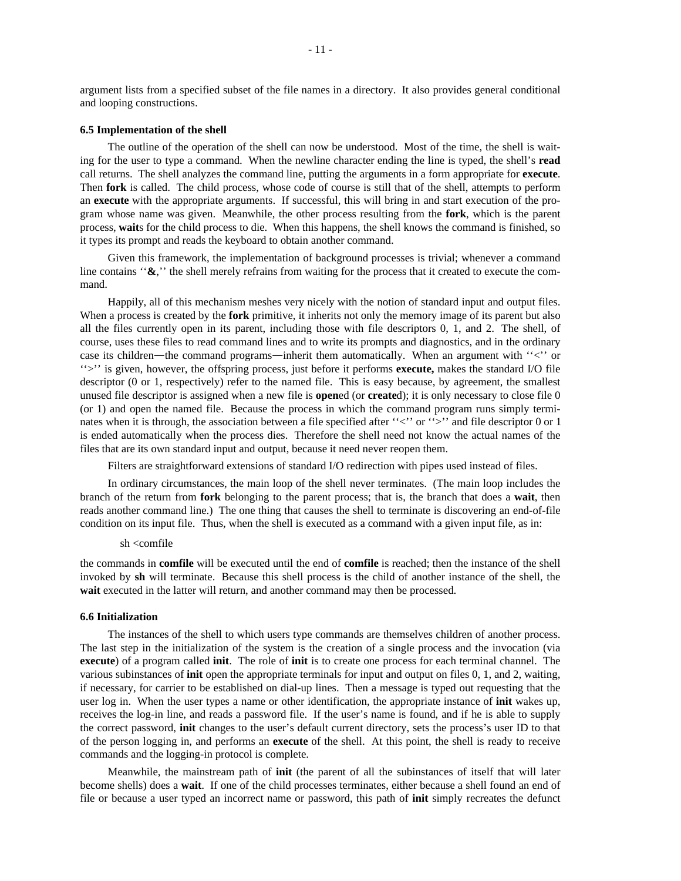argument lists from a specified subset of the file names in a directory. It also provides general conditional and looping constructions.

### 6.5 Implementation of the shell

The outline of the operation of the shell can now be understood. Most of the time, the shell is waiting for the user to type a command. When the newline character ending the line is typed, the shell's **read** call returns. The shell analyzes the command line, putting the arguments in a form appropriate for **execute**. Then **fork** is called. The child process, whose code of course is still that of the shell, attempts to perform an **execute** with the appropriate arguments. If successful, this will bring in and start execution of the program whose name was given. Meanwhile, the other process resulting from the **fork**, which is the parent process, **wait**s for the child process to die. When this happens, the shell knows the command is finished, so it types its prompt and reads the keyboard to obtain another command.

Given this framework, the implementation of background processes is trivial; whenever a command line contains ‘‘**&**,’’ the shell merely refrains from waiting for the process that it created to execute the command.

Happily, all of this mechanism meshes very nicely with the notion of standard input and output files. When a process is created by the **fork** primitive, it inherits not only the memory image of its parent but also all the files currently open in its parent, including those with file descriptors 0, 1, and 2. The shell, of course, uses these files to read command lines and to write its prompts and diagnostics, and in the ordinary case its children—the command programs—inherit them automatically. When an argument with ‘‘<’’ or ‘‘>’’ is given, however, the offspring process, just before it performs **execute,** makes the standard I/O file descriptor (0 or 1, respectively) refer to the named file. This is easy because, by agreement, the smallest unused file descriptor is assigned when a new file is **open**ed (or **create**d); it is only necessary to close file 0 (or 1) and open the named file. Because the process in which the command program runs simply terminates when it is through, the association between a file specified after ‘‘<’’ or ‘‘>’’ and file descriptor 0 or 1 is ended automatically when the process dies. Therefore the shell need not know the actual names of the files that are its own standard input and output, because it need never reopen them.

Filters are straightforward extensions of standard I/O redirection with pipes used instead of files.

In ordinary circumstances, the main loop of the shell never terminates. (The main loop includes the branch of the return from **fork** belonging to the parent process; that is, the branch that does a **wait**, then reads another command line.) The one thing that causes the shell to terminate is discovering an end-of-file condition on its input file. Thus, when the shell is executed as a command with a given input file, as in:

```
sh <comfile
```

the commands in **comfile** will be executed until the end of **comfile** is reached; then the instance of the shell invoked by **sh** will terminate. Because this shell process is the child of another instance of the shell, the **wait** executed in the latter will return, and another command may then be processed.

### 6.6 Initialization

The instances of the shell to which users type commands are themselves children of another process. The last step in the initialization of the system is the creation of a single process and the invocation (via **execute**) of a program called **init**. The role of **init** is to create one process for each terminal channel. The various subinstances of **init** open the appropriate terminals for input and output on files 0, 1, and 2, waiting, if necessary, for carrier to be established on dial-up lines. Then a message is typed out requesting that the user log in. When the user types a name or other identification, the appropriate instance of **init** wakes up, receives the log-in line, and reads a password file. If the user's name is found, and if he is able to supply the correct password, **init** changes to the user's default current directory, sets the process's user ID to that of the person logging in, and performs an **execute** of the shell. At this point, the shell is ready to receive commands and the logging-in protocol is complete.

Meanwhile, the mainstream path of **init** (the parent of all the subinstances of itself that will later become shells) does a **wait**. If one of the child processes terminates, either because a shell found an end of file or because a user typed an incorrect name or password, this path of **init** simply recreates the defunct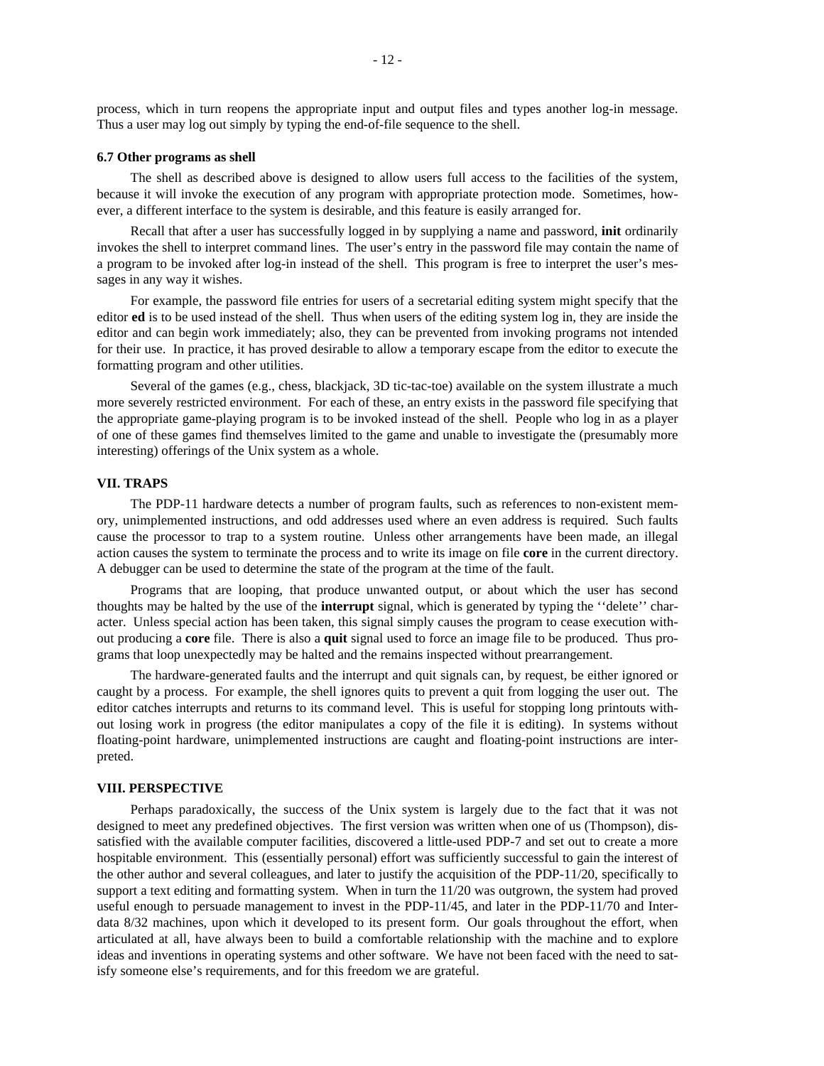process, which in turn reopens the appropriate input and output files and types another log-in message. Thus a user may log out simply by typing the end-of-file sequence to the shell.

### 6.7 Other programs as shell

The shell as described above is designed to allow users full access to the facilities of the system, because it will invoke the execution of any program with appropriate protection mode. Sometimes, however, a different interface to the system is desirable, and this feature is easily arranged for.

Recall that after a user has successfully logged in by supplying a name and password, **init** ordinarily invokes the shell to interpret command lines. The user's entry in the password file may contain the name of a program to be invoked after log-in instead of the shell. This program is free to interpret the user's messages in any way it wishes.

For example, the password file entries for users of a secretarial editing system might specify that the editor **ed** is to be used instead of the shell. Thus when users of the editing system log in, they are inside the editor and can begin work immediately; also, they can be prevented from invoking programs not intended for their use. In practice, it has proved desirable to allow a temporary escape from the editor to execute the formatting program and other utilities.

Several of the games (e.g., chess, blackjack, 3D tic-tac-toe) available on the system illustrate a much more severely restricted environment. For each of these, an entry exists in the password file specifying that the appropriate game-playing program is to be invoked instead of the shell. People who log in as a player of one of these games find themselves limited to the game and unable to investigate the (presumably more interesting) offerings of the Unix system as a whole.

## VII. TRAPS

The PDP-11 hardware detects a number of program faults, such as references to non-existent memory, unimplemented instructions, and odd addresses used where an even address is required. Such faults cause the processor to trap to a system routine. Unless other arrangements have been made, an illegal action causes the system to terminate the process and to write its image on file **core** in the current directory. A debugger can be used to determine the state of the program at the time of the fault.

Programs that are looping, that produce unwanted output, or about which the user has second thoughts may be halted by the use of the **interrupt** signal, which is generated by typing the ''delete'' character. Unless special action has been taken, this signal simply causes the program to cease execution without producing a **core** file. There is also a **quit** signal used to force an image file to be produced. Thus programs that loop unexpectedly may be halted and the remains inspected without prearrangement.

The hardware-generated faults and the interrupt and quit signals can, by request, be either ignored or caught by a process. For example, the shell ignores quits to prevent a quit from logging the user out. The editor catches interrupts and returns to its command level. This is useful for stopping long printouts without losing work in progress (the editor manipulates a copy of the file it is editing). In systems without floating-point hardware, unimplemented instructions are caught and floating-point instructions are interpreted.

## VIII. PERSPECTIVE

Perhaps paradoxically, the success of the Unix system is largely due to the fact that it was not designed to meet any predefined objectives. The first version was written when one of us (Thompson), dissatisfied with the available computer facilities, discovered a little-used PDP-7 and set out to create a more hospitable environment. This (essentially personal) effort was sufficiently successful to gain the interest of the other author and several colleagues, and later to justify the acquisition of the PDP-11/20, specifically to support a text editing and formatting system. When in turn the 11/20 was outgrown, the system had proved useful enough to persuade management to invest in the PDP-11/45, and later in the PDP-11/70 and Interdata 8/32 machines, upon which it developed to its present form. Our goals throughout the effort, when articulated at all, have always been to build a comfortable relationship with the machine and to explore ideas and inventions in operating systems and other software. We have not been faced with the need to satisfy someone else's requirements, and for this freedom we are grateful.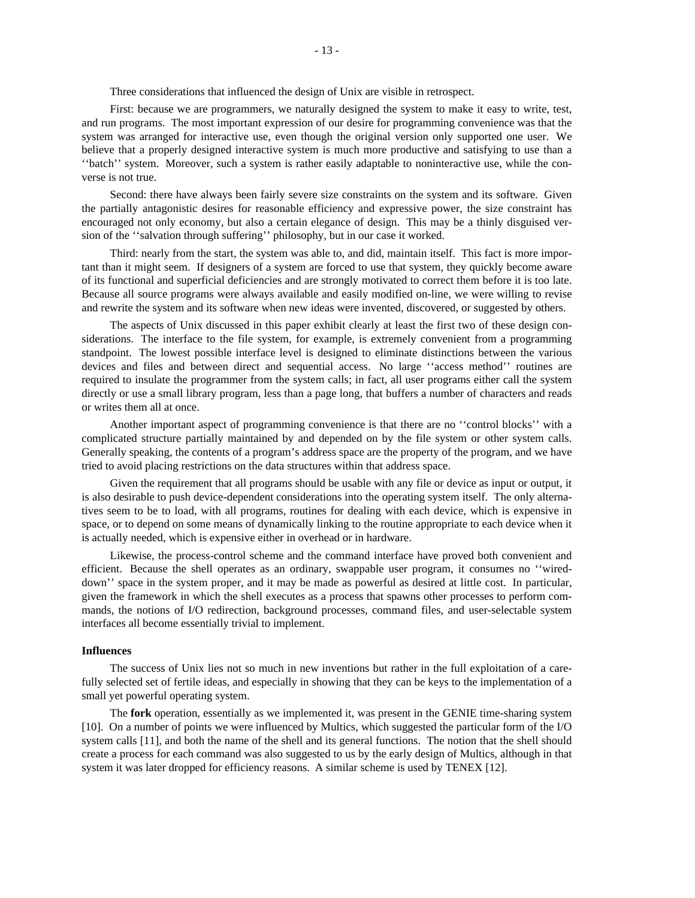Three considerations that influenced the design of Unix are visible in retrospect.

First: because we are programmers, we naturally designed the system to make it easy to write, test, and run programs. The most important expression of our desire for programming convenience was that the system was arranged for interactive use, even though the original version only supported one user. We believe that a properly designed interactive system is much more productive and satisfying to use than a ''batch'' system. Moreover, such a system is rather easily adaptable to noninteractive use, while the converse is not true.

Second: there have always been fairly severe size constraints on the system and its software. Given the partially antagonistic desires for reasonable efficiency and expressive power, the size constraint has encouraged not only economy, but also a certain elegance of design. This may be a thinly disguised version of the ''salvation through suffering'' philosophy, but in our case it worked.

Third: nearly from the start, the system was able to, and did, maintain itself. This fact is more important than it might seem. If designers of a system are forced to use that system, they quickly become aware of its functional and superficial deficiencies and are strongly motivated to correct them before it is too late. Because all source programs were always available and easily modified on-line, we were willing to revise and rewrite the system and its software when new ideas were invented, discovered, or suggested by others.

The aspects of Unix discussed in this paper exhibit clearly at least the first two of these design considerations. The interface to the file system, for example, is extremely convenient from a programming standpoint. The lowest possible interface level is designed to eliminate distinctions between the various devices and files and between direct and sequential access. No large ''access method'' routines are required to insulate the programmer from the system calls; in fact, all user programs either call the system directly or use a small library program, less than a page long, that buffers a number of characters and reads or writes them all at once.

Another important aspect of programming convenience is that there are no ''control blocks'' with a complicated structure partially maintained by and depended on by the file system or other system calls. Generally speaking, the contents of a program's address space are the property of the program, and we have tried to avoid placing restrictions on the data structures within that address space.

Given the requirement that all programs should be usable with any file or device as input or output, it is also desirable to push device-dependent considerations into the operating system itself. The only alternatives seem to be to load, with all programs, routines for dealing with each device, which is expensive in space, or to depend on some means of dynamically linking to the routine appropriate to each device when it is actually needed, which is expensive either in overhead or in hardware.

Likewise, the process-control scheme and the command interface have proved both convenient and efficient. Because the shell operates as an ordinary, swappable user program, it consumes no ''wired-down'' space in the system proper, and it may be made as powerful as desired at little cost. In particular, given the framework in which the shell executes as a process that spawns other processes to perform commands, the notions of I/O redirection, background processes, command files, and user-selectable system interfaces all become essentially trivial to implement.

### Influences

The success of Unix lies not so much in new inventions but rather in the full exploitation of a carefully selected set of fertile ideas, and especially in showing that they can be keys to the implementation of a small yet powerful operating system.

The **fork** operation, essentially as we implemented it, was present in the GENIE time-sharing system [10]. On a number of points we were influenced by Multics, which suggested the particular form of the I/O system calls [11], and both the name of the shell and its general functions. The notion that the shell should create a process for each command was also suggested to us by the early design of Multics, although in that system it was later dropped for efficiency reasons. A similar scheme is used by TENEX [12].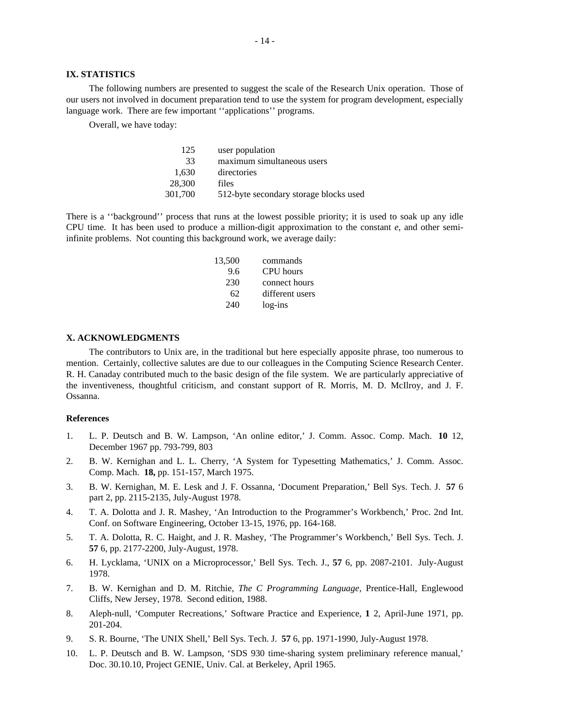## IX. STATISTICS

The following numbers are presented to suggest the scale of the Research Unix operation. Those of our users not involved in document preparation tend to use the system for program development, especially language work. There are few important ''applications'' programs.

Overall, we have today:

| | |
|---:|---|
| 125 | user population |
| 33 | maximum simultaneous users |
| 1,630 | directories |
| 28,300 | files |
| 301,700 | 512-byte secondary storage blocks used |

There is a ''background'' process that runs at the lowest possible priority; it is used to soak up any idle CPU time. It has been used to produce a million-digit approximation to the constant *e*, and other semi-infinite problems. Not counting this background work, we average daily:

| | |
|---:|---|
| 13,500 | commands |
| 9.6 | CPU hours |
| 230 | connect hours |
| 62 | different users |
| 240 | log-ins |

## X. ACKNOWLEDGMENTS

The contributors to Unix are, in the traditional but here especially apposite phrase, too numerous to mention. Certainly, collective salutes are due to our colleagues in the Computing Science Research Center. R. H. Canaday contributed much to the basic design of the file system. We are particularly appreciative of the inventiveness, thoughtful criticism, and constant support of R. Morris, M. D. McIlroy, and J. F. Ossanna.

### References

1. L. P. Deutsch and B. W. Lampson, 'An online editor,' J. Comm. Assoc. Comp. Mach. **10** 12, December 1967 pp. 793-799, 803
2. B. W. Kernighan and L. L. Cherry, 'A System for Typesetting Mathematics,' J. Comm. Assoc. Comp. Mach. **18,** pp. 151-157, March 1975.
3. B. W. Kernighan, M. E. Lesk and J. F. Ossanna, 'Document Preparation,' Bell Sys. Tech. J. **57** 6 part 2, pp. 2115-2135, July-August 1978.
4. T. A. Dolotta and J. R. Mashey, 'An Introduction to the Programmer's Workbench,' Proc. 2nd Int. Conf. on Software Engineering, October 13-15, 1976, pp. 164-168.
5. T. A. Dolotta, R. C. Haight, and J. R. Mashey, 'The Programmer's Workbench,' Bell Sys. Tech. J. **57** 6, pp. 2177-2200, July-August, 1978.
6. H. Lycklama, 'UNIX on a Microprocessor,' Bell Sys. Tech. J., **57** 6, pp. 2087-2101. July-August 1978.
7. B. W. Kernighan and D. M. Ritchie, *The C Programming Language,* Prentice-Hall, Englewood Cliffs, New Jersey, 1978. Second edition, 1988.
8. Aleph-null, 'Computer Recreations,' Software Practice and Experience, **1** 2, April-June 1971, pp. 201-204.
9. S. R. Bourne, 'The UNIX Shell,' Bell Sys. Tech. J. **57** 6, pp. 1971-1990, July-August 1978.
10. L. P. Deutsch and B. W. Lampson, 'SDS 930 time-sharing system preliminary reference manual,' Doc. 30.10.10, Project GENIE, Univ. Cal. at Berkeley, April 1965.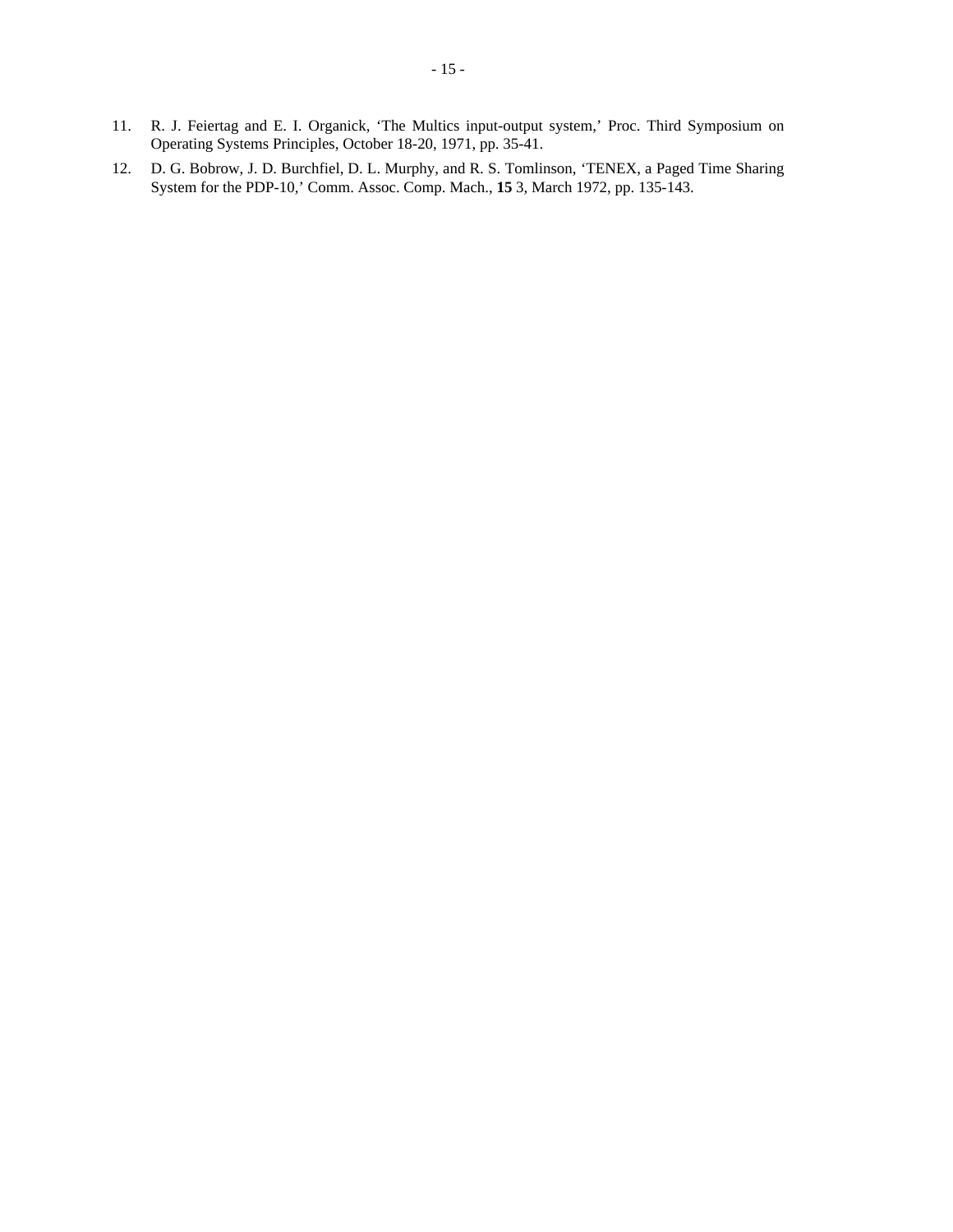11. R. J. Feiertag and E. I. Organick, 'The Multics input-output system,' Proc. Third Symposium on Operating Systems Principles, October 18-20, 1971, pp. 35-41.

12. D. G. Bobrow, J. D. Burchfiel, D. L. Murphy, and R. S. Tomlinson, 'TENEX, a Paged Time Sharing System for the PDP-10,' Comm. Assoc. Comp. Mach., **15** 3, March 1972, pp. 135-143.